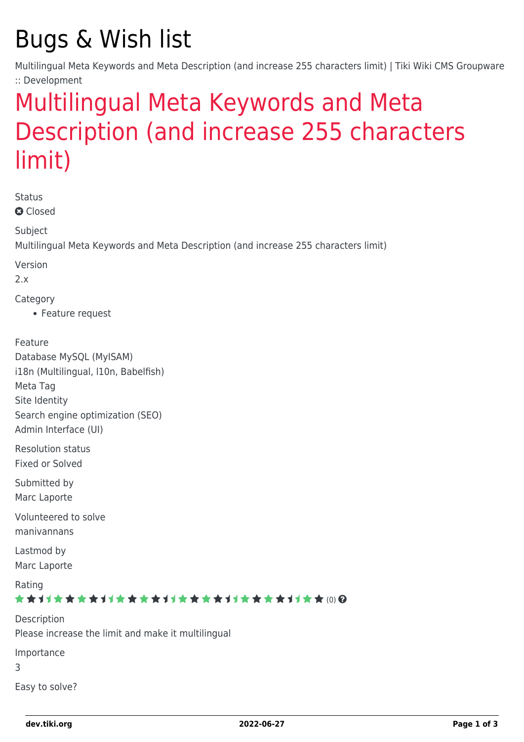# Bugs & Wish list

Multilingual Meta Keywords and Meta Description (and increase 255 characters limit) | Tiki Wiki CMS Groupware :: Development

## Multilingual Meta Keywords and Meta Description (and increase 255 characters limit)

Status

Closed

Subject

Multilingual Meta Keywords and Meta Description (and increase 255 characters limit)

Version

2.x

Category

- Feature request

Feature

Database MySQL (MyISAM)
i18n (Multilingual, l10n, Babelfish)
Meta Tag
Site Identity
Search engine optimization (SEO)
Admin Interface (UI)

Resolution status

Fixed or Solved

Submitted by

Marc Laporte

Volunteered to solve

manivannans

Lastmod by

Marc Laporte

Rating

(0)

Description

Please increase the limit and make it multilingual

Importance

3

Easy to solve?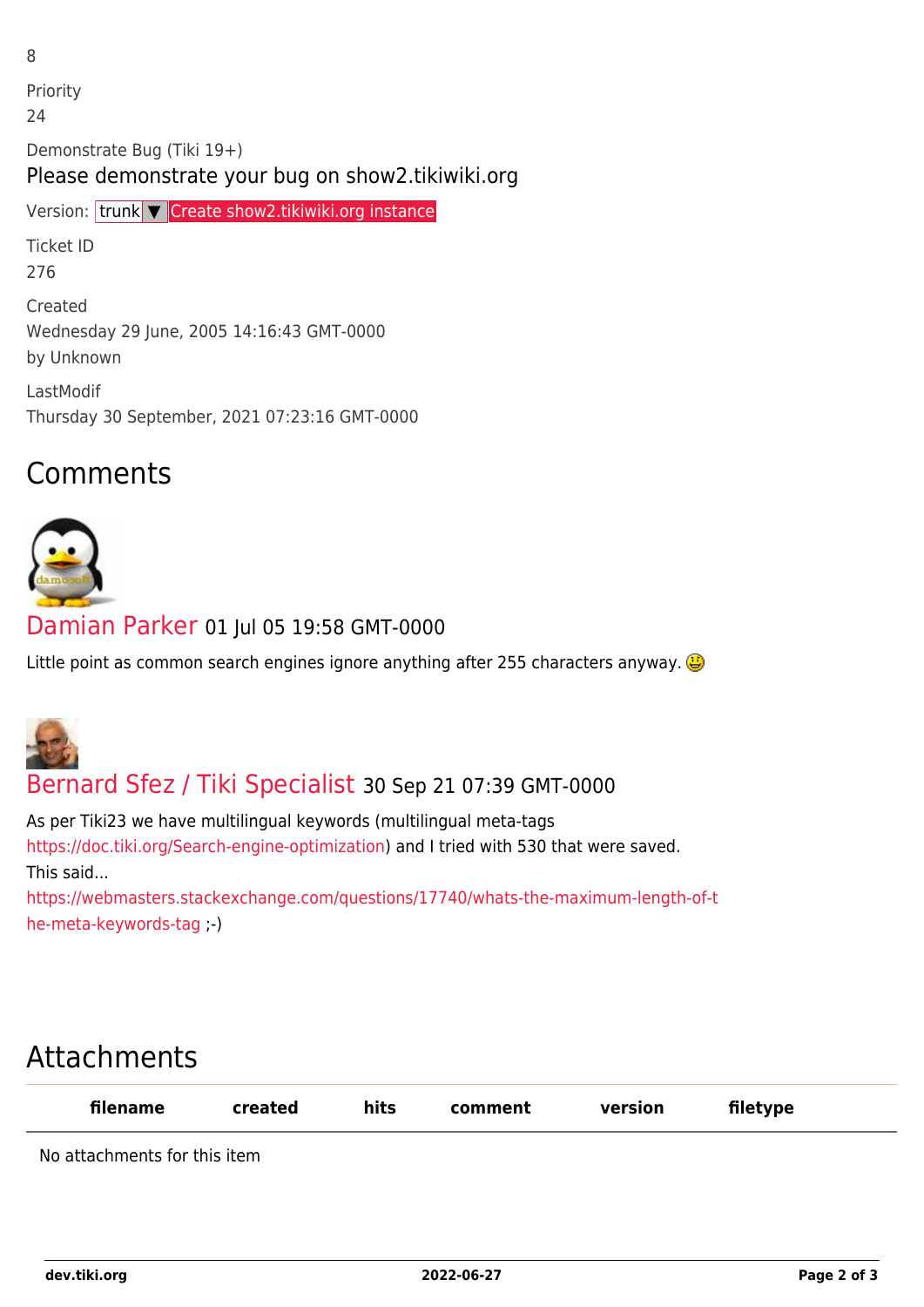8

Priority

24

Demonstrate Bug (Tiki 19+)

Please demonstrate your bug on show2.tikiwiki.org

Version: trunk ▼ Create show2.tikiwiki.org instance

Ticket ID

276

Created

Wednesday 29 June, 2005 14:16:43 GMT-0000

by Unknown

LastModif

Thursday 30 September, 2021 07:23:16 GMT-0000

## Comments

Damian Parker 01 Jul 05 19:58 GMT-0000

Little point as common search engines ignore anything after 255 characters anyway.

Bernard Sfez / Tiki Specialist 30 Sep 21 07:39 GMT-0000

As per Tiki23 we have multilingual keywords (multilingual meta-tags https://doc.tiki.org/Search-engine-optimization) and I tried with 530 that were saved.

This said...

https://webmasters.stackexchange.com/questions/17740/whats-the-maximum-length-of-the-meta-keywords-tag ;-)

## Attachments

| filename | created | hits | comment | version | filetype |
|---|---|---|---|---|---|

No attachments for this item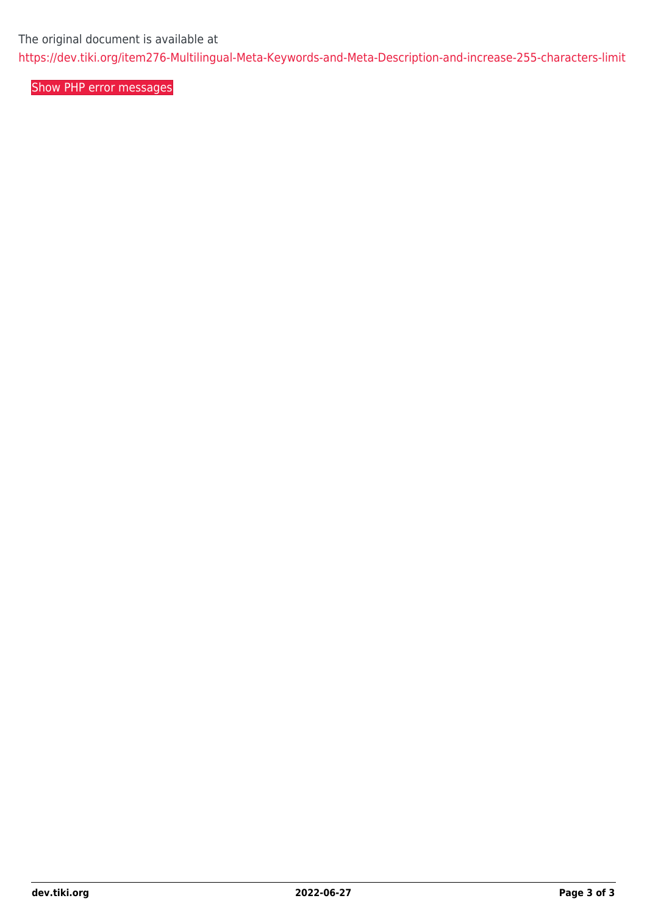The original document is available at
https://dev.tiki.org/item276-Multilingual-Meta-Keywords-and-Meta-Description-and-increase-255-characters-limit

Show PHP error messages